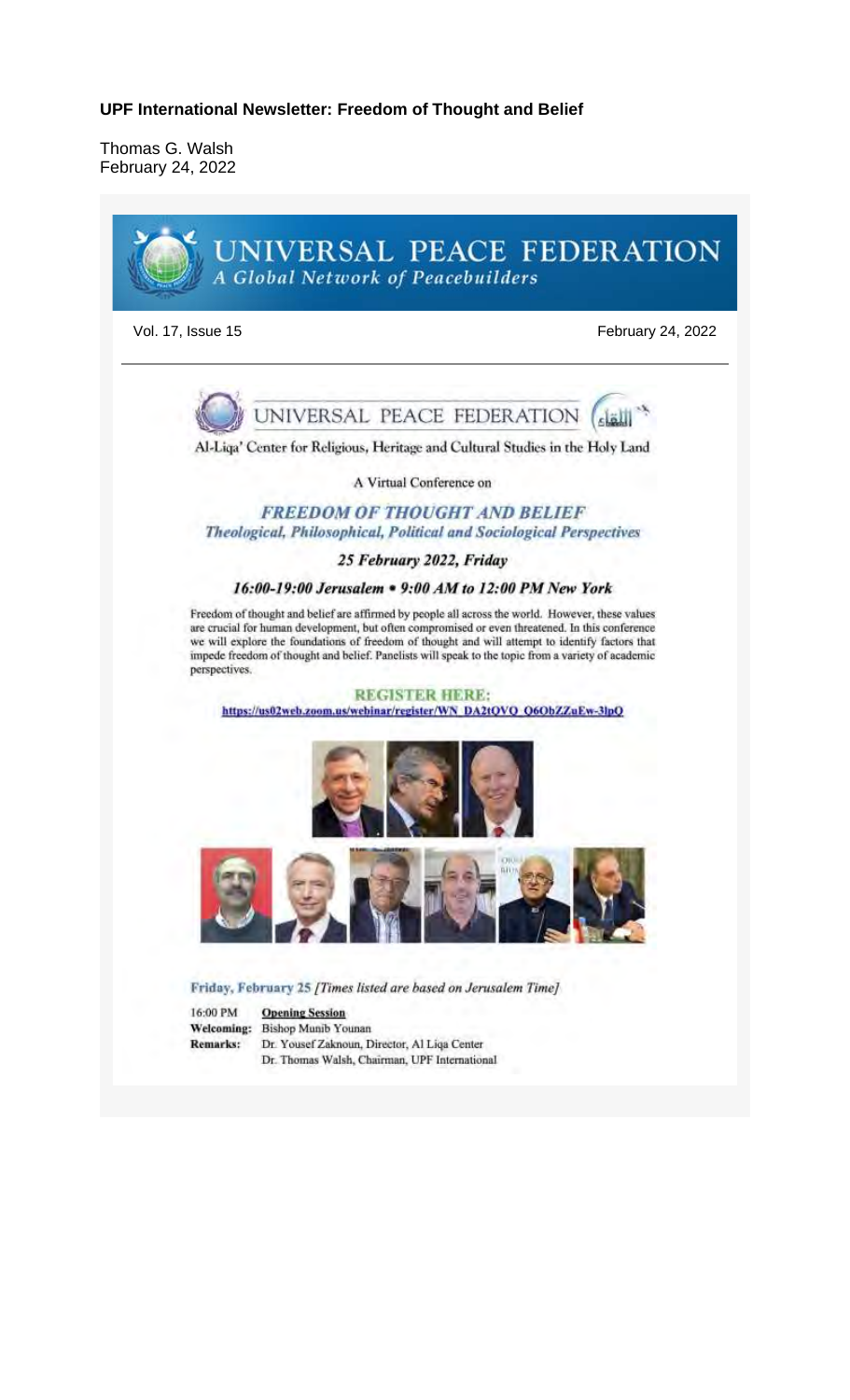**UPF International Newsletter: Freedom of Thought and Belief**

Thomas G. Walsh
February 24, 2022

# UNIVERSAL PEACE FEDERATION
*A Global Network of Peacebuilders*

Vol. 17, Issue 15 February 24, 2022

UNIVERSAL PEACE FEDERATION

Al-Liqa' Center for Religious, Heritage and Cultural Studies in the Holy Land

A Virtual Conference on

## *FREEDOM OF THOUGHT AND BELIEF*
### *Theological, Philosophical, Political and Sociological Perspectives*

***25 February 2022, Friday***

***16:00-19:00 Jerusalem • 9:00 AM to 12:00 PM New York***

Freedom of thought and belief are affirmed by people all across the world. However, these values are crucial for human development, but often compromised or even threatened. In this conference we will explore the foundations of freedom of thought and will attempt to identify factors that impede freedom of thought and belief. Panelists will speak to the topic from a variety of academic perspectives.

**REGISTER HERE:**
https://us02web.zoom.us/webinar/register/WN_DA2tQVQ_Q6ObZZuEw-3lpQ

**Friday, February 25** *[Times listed are based on Jerusalem Time]*

16:00 PM **Opening Session**
**Welcoming:** Bishop Munib Younan
**Remarks:** Dr. Yousef Zaknoun, Director, Al Liqa Center
Dr. Thomas Walsh, Chairman, UPF International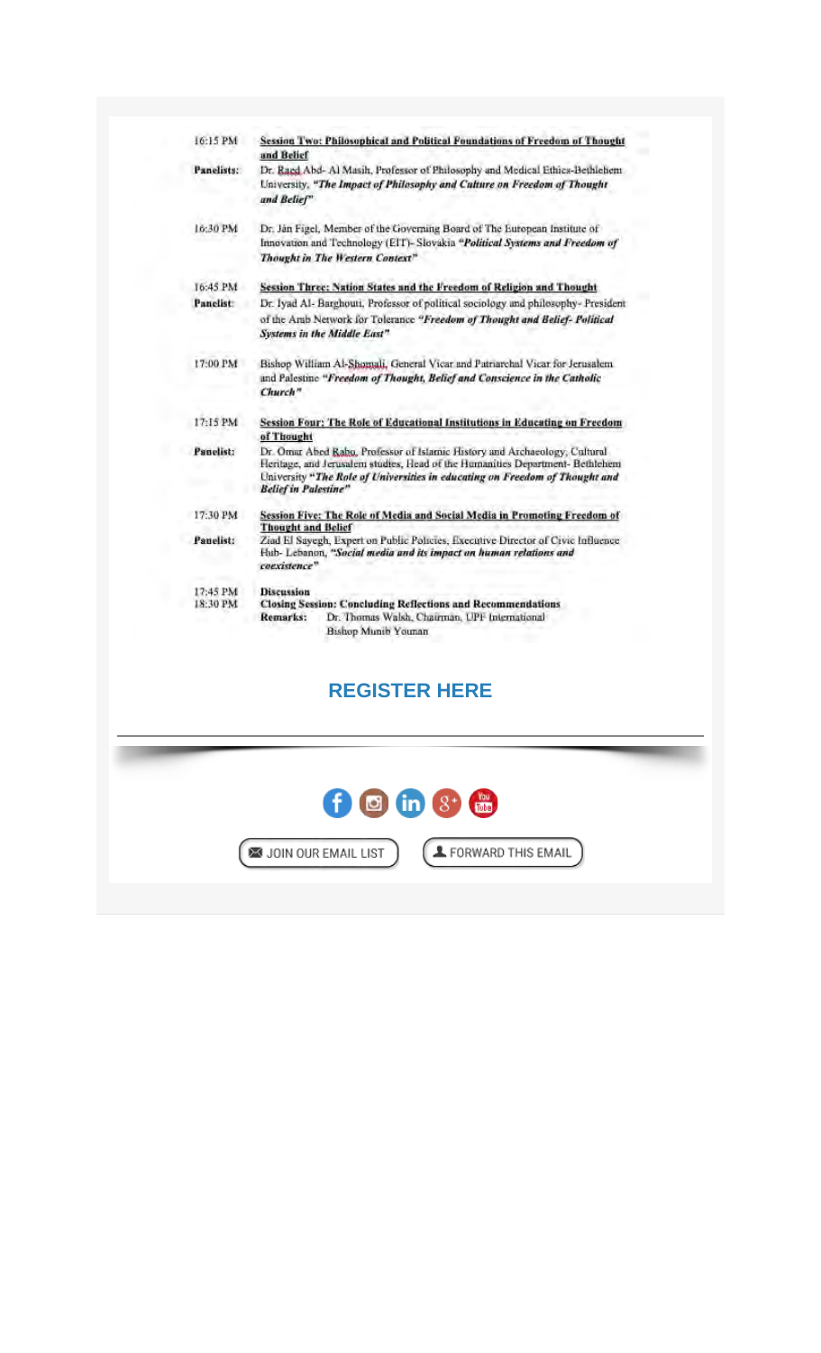| | |
|---|---|
| 16:15 PM | **Session Two: Philosophical and Political Foundations of Freedom of Thought and Belief** |
| **Panelists:** | Dr. Raed Abd- Al Masih, Professor of Philosophy and Medical Ethics-Bethlehem University, ***"The Impact of Philosophy and Culture on Freedom of Thought and Belief"*** |
| 16:30 PM | Dr. Ján Figel, Member of the Governing Board of The European Institute of Innovation and Technology (EIT)- Slovakia ***"Political Systems and Freedom of Thought in The Western Context"*** |
| 16:45 PM | **Session Three: Nation States and the Freedom of Religion and Thought** |
| **Panelist:** | Dr. Iyad Al- Barghouti, Professor of political sociology and philosophy- President of the Arab Network for Tolerance ***"Freedom of Thought and Belief- Political Systems in the Middle East"*** |
| 17:00 PM | Bishop William Al-Shomali, General Vicar and Patriarchal Vicar for Jerusalem and Palestine ***"Freedom of Thought, Belief and Conscience in the Catholic Church"*** |
| 17:15 PM | **Session Four: The Role of Educational Institutions in Educating on Freedom of Thought** |
| **Panelist:** | Dr. Omar Abed Rabo, Professor of Islamic History and Archaeology, Cultural Heritage, and Jerusalem studies, Head of the Humanities Department- Bethlehem University ***"The Role of Universities in educating on Freedom of Thought and Belief in Palestine"*** |
| 17:30 PM | **Session Five: The Role of Media and Social Media in Promoting Freedom of Thought and Belief** |
| **Panelist:** | Ziad El Sayegh, Expert on Public Policies, Executive Director of Civic Influence Hub- Lebanon, ***"Social media and its impact on human relations and coexistence"*** |
| 17:45 PM | **Discussion** |
| 18:30 PM | **Closing Session: Concluding Reflections and Recommendations**<br>**Remarks:** Dr. Thomas Walsh, Chairman, UPF International<br>Bishop Munib Younan |

**REGISTER HERE**

JOIN OUR EMAIL LIST

FORWARD THIS EMAIL